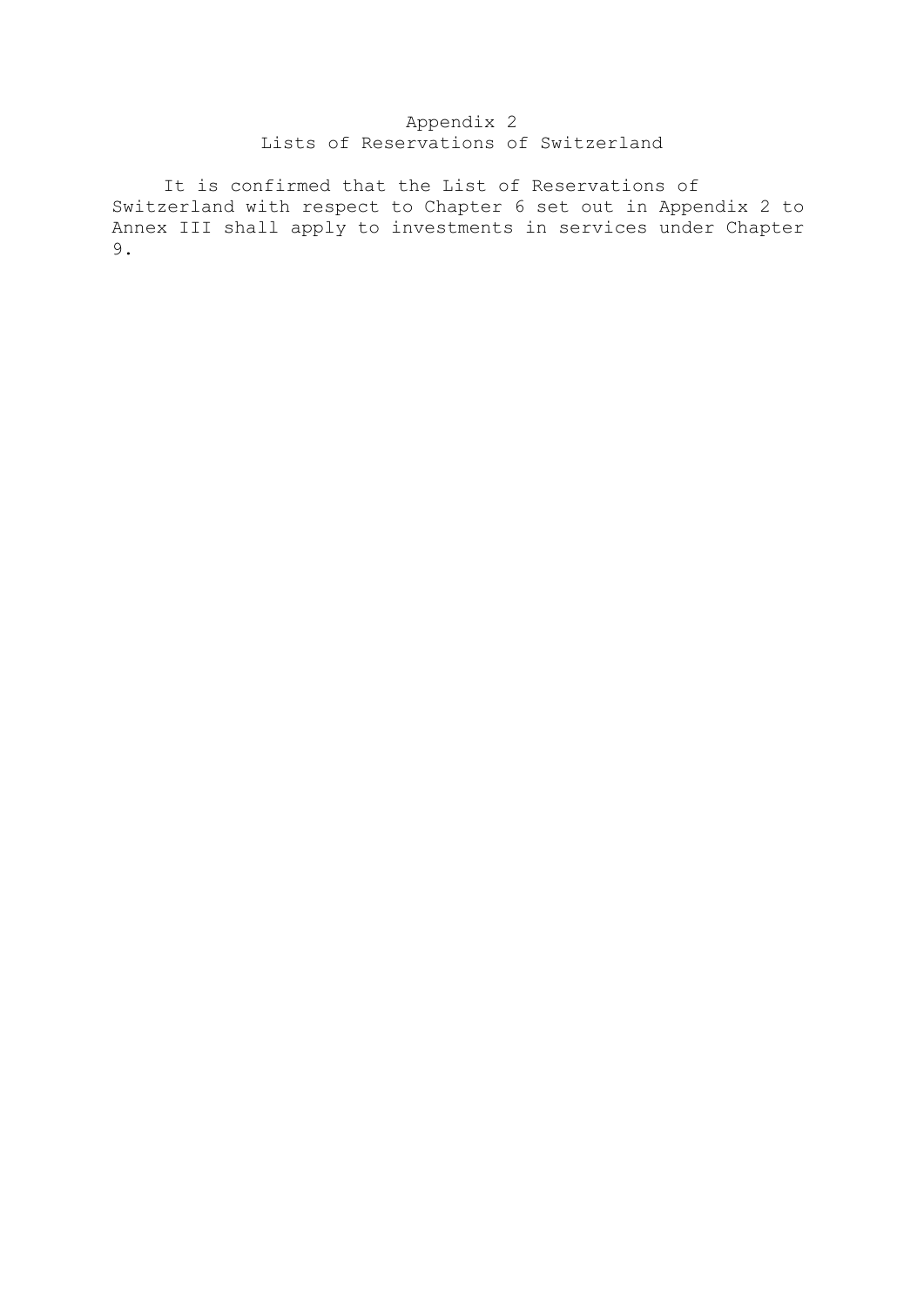# Appendix 2
## Lists of Reservations of Switzerland

It is confirmed that the List of Reservations of Switzerland with respect to Chapter 6 set out in Appendix 2 to Annex III shall apply to investments in services under Chapter 9.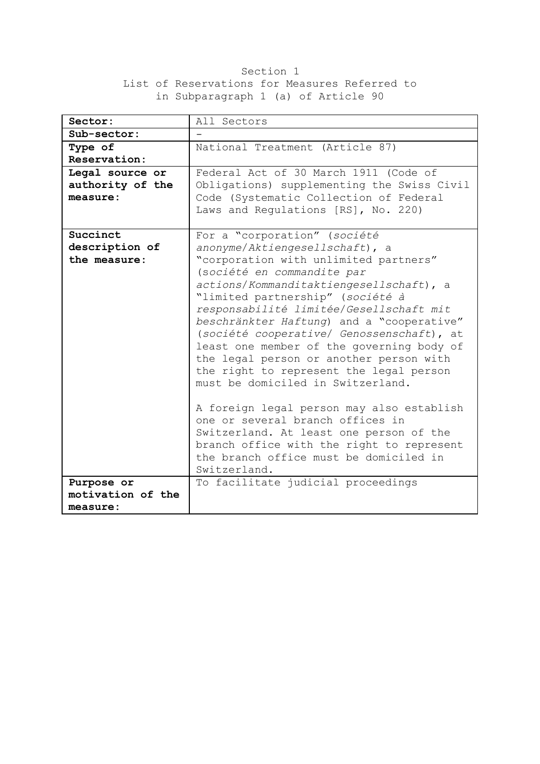Section 1
List of Reservations for Measures Referred to in Subparagraph 1 (a) of Article 90

| **Sector:** | All Sectors |
| --- | --- |
| **Sub-sector:** | - |
| **Type of Reservation:** | National Treatment (Article 87) |
| **Legal source or authority of the measure:** | Federal Act of 30 March 1911 (Code of Obligations) supplementing the Swiss Civil Code (Systematic Collection of Federal Laws and Regulations [RS], No. 220) |
| **Succinct description of the measure:** | For a "corporation" (*société anonyme/Aktiengesellschaft*), a "corporation with unlimited partners" (*société en commandite par actions/Kommanditaktiengesellschaft*), a "limited partnership" (*société à responsabilité limitée/Gesellschaft mit beschränkter Haftung*) and a "cooperative" (*société cooperative/ Genossenschaft*), at least one member of the governing body of the legal person or another person with the right to represent the legal person must be domiciled in Switzerland.<br><br>A foreign legal person may also establish one or several branch offices in Switzerland. At least one person of the branch office with the right to represent the branch office must be domiciled in Switzerland. |
| **Purpose or motivation of the measure:** | To facilitate judicial proceedings |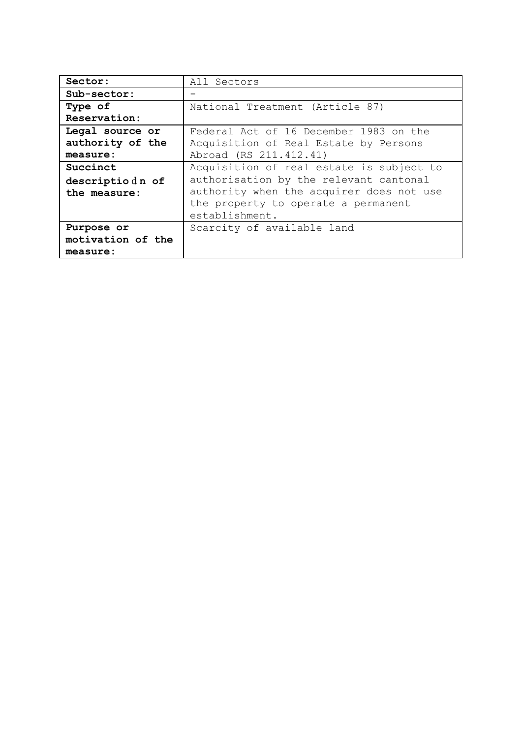| **Sector:** | All Sectors |
| --- | --- |
| **Sub-sector:** | - |
| **Type of Reservation:** | National Treatment (Article 87) |
| **Legal source or authority of the measure:** | Federal Act of 16 December 1983 on the Acquisition of Real Estate by Persons Abroad (RS 211.412.41) |
| **Succinct descriptiodn of the measure:** | Acquisition of real estate is subject to authorisation by the relevant cantonal authority when the acquirer does not use the property to operate a permanent establishment. |
| **Purpose or motivation of the measure:** | Scarcity of available land |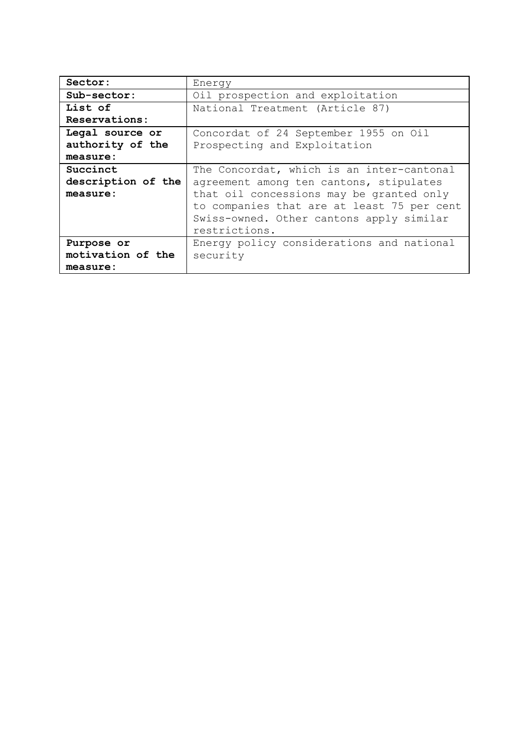| **Sector:** | Energy |
| --- | --- |
| **Sub-sector:** | Oil prospection and exploitation |
| **List of Reservations:** | National Treatment (Article 87) |
| **Legal source or authority of the measure:** | Concordat of 24 September 1955 on Oil Prospecting and Exploitation |
| **Succinct description of the measure:** | The Concordat, which is an inter-cantonal agreement among ten cantons, stipulates that oil concessions may be granted only to companies that are at least 75 per cent Swiss-owned. Other cantons apply similar restrictions. |
| **Purpose or motivation of the measure:** | Energy policy considerations and national security |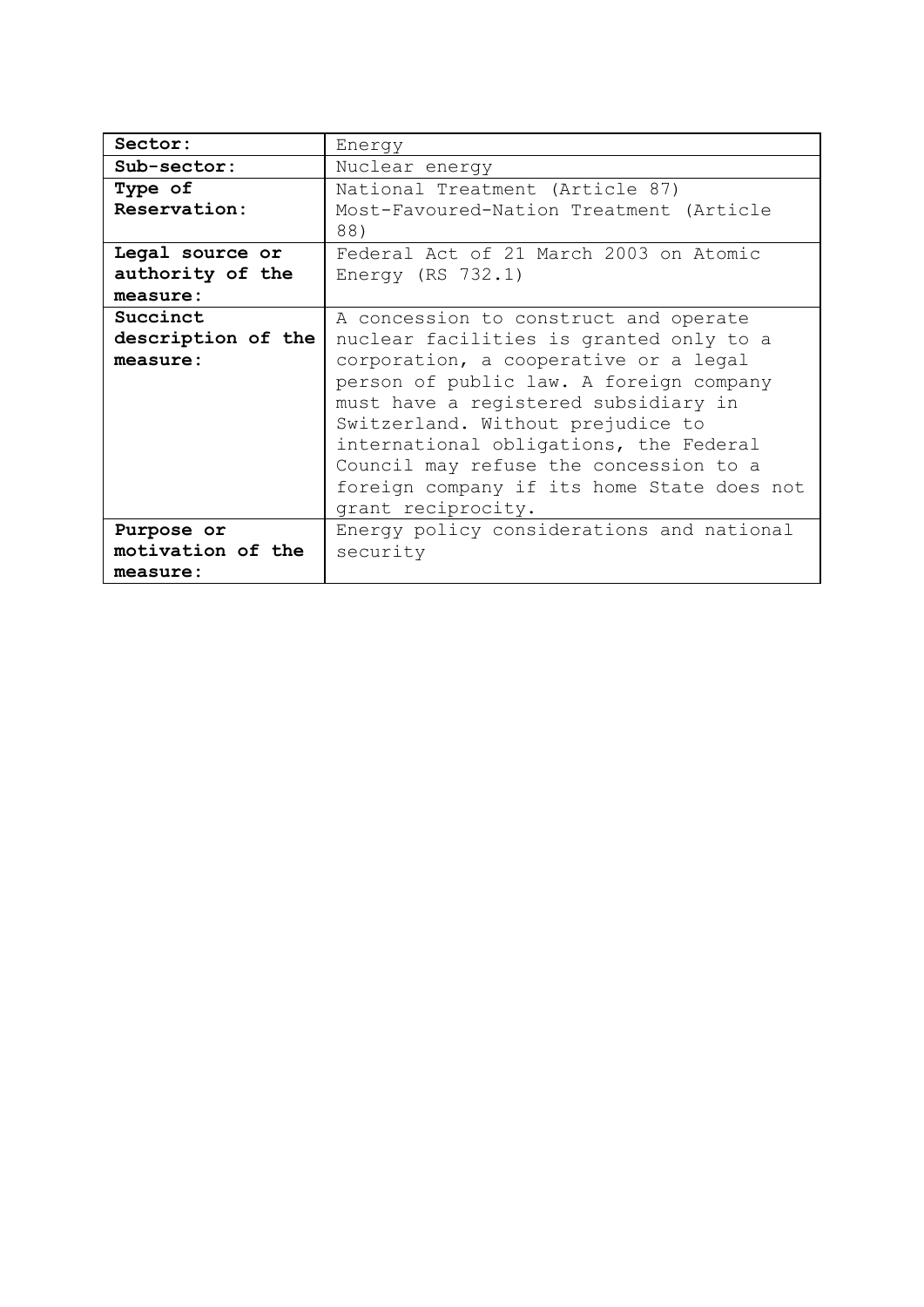| **Sector:** | Energy |
|---|---|
| **Sub-sector:** | Nuclear energy |
| **Type of Reservation:** | National Treatment (Article 87)<br>Most-Favoured-Nation Treatment (Article 88) |
| **Legal source or authority of the measure:** | Federal Act of 21 March 2003 on Atomic Energy (RS 732.1) |
| **Succinct description of the measure:** | A concession to construct and operate nuclear facilities is granted only to a corporation, a cooperative or a legal person of public law. A foreign company must have a registered subsidiary in Switzerland. Without prejudice to international obligations, the Federal Council may refuse the concession to a foreign company if its home State does not grant reciprocity. |
| **Purpose or motivation of the measure:** | Energy policy considerations and national security |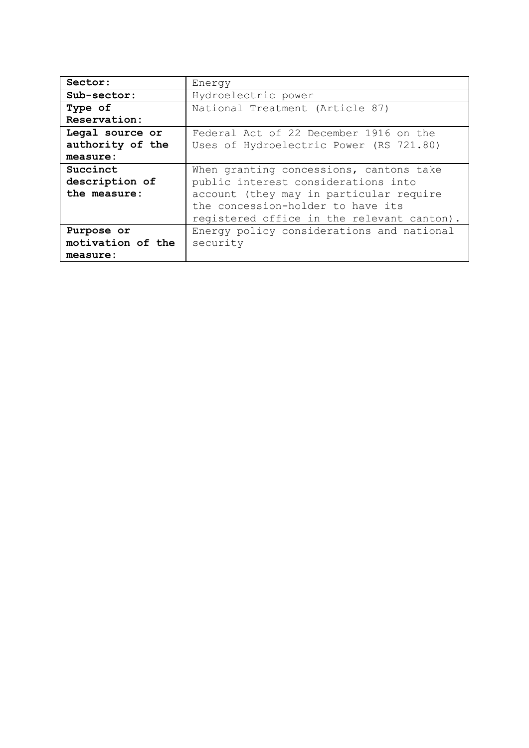| **Sector:** | Energy |
|---|---|
| **Sub-sector:** | Hydroelectric power |
| **Type of Reservation:** | National Treatment (Article 87) |
| **Legal source or authority of the measure:** | Federal Act of 22 December 1916 on the Uses of Hydroelectric Power (RS 721.80) |
| **Succinct description of the measure:** | When granting concessions, cantons take public interest considerations into account (they may in particular require the concession-holder to have its registered office in the relevant canton). |
| **Purpose or motivation of the measure:** | Energy policy considerations and national security |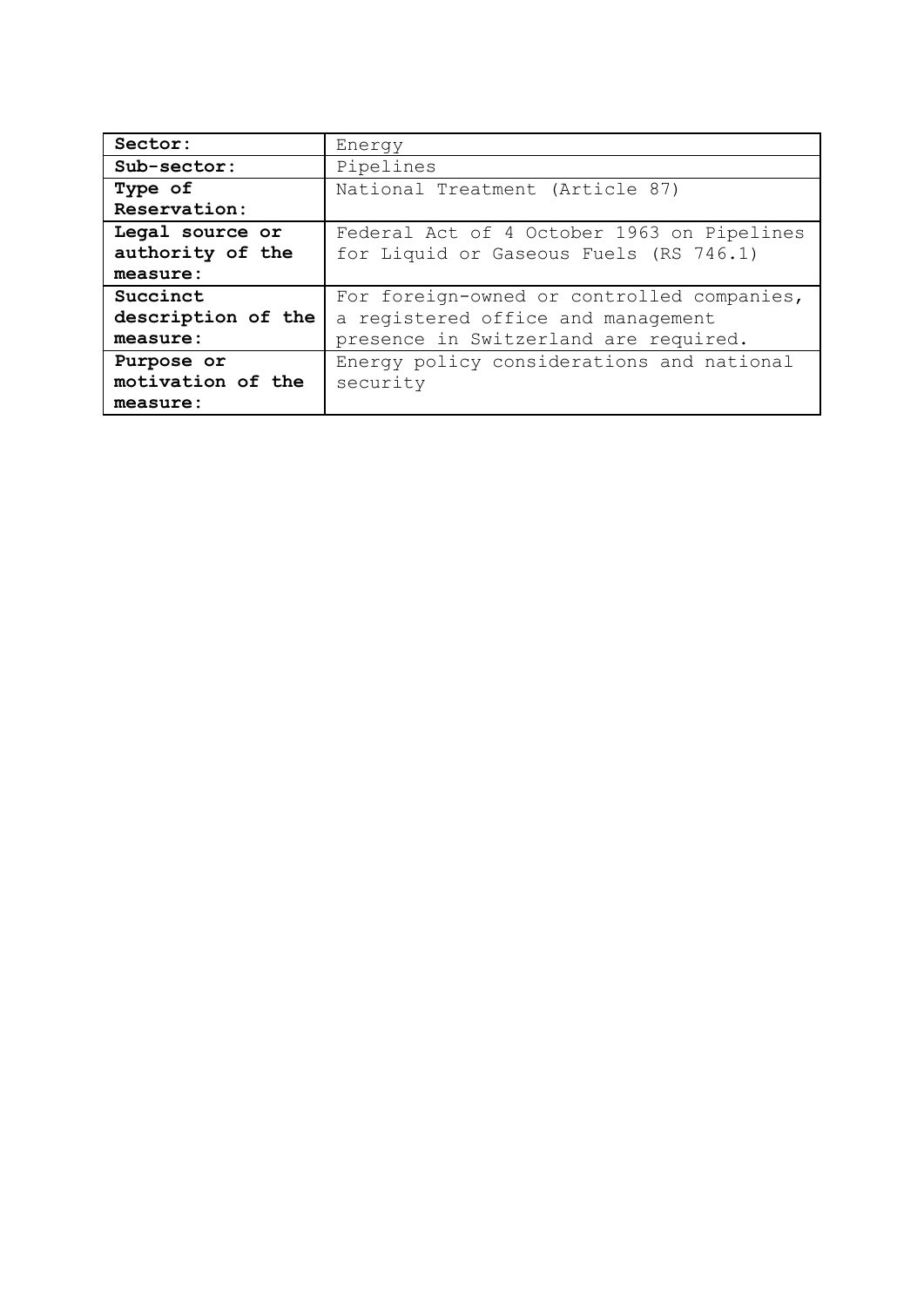| **Sector:** | Energy |
|---|---|
| **Sub-sector:** | Pipelines |
| **Type of Reservation:** | National Treatment (Article 87) |
| **Legal source or authority of the measure:** | Federal Act of 4 October 1963 on Pipelines for Liquid or Gaseous Fuels (RS 746.1) |
| **Succinct description of the measure:** | For foreign-owned or controlled companies, a registered office and management presence in Switzerland are required. |
| **Purpose or motivation of the measure:** | Energy policy considerations and national security |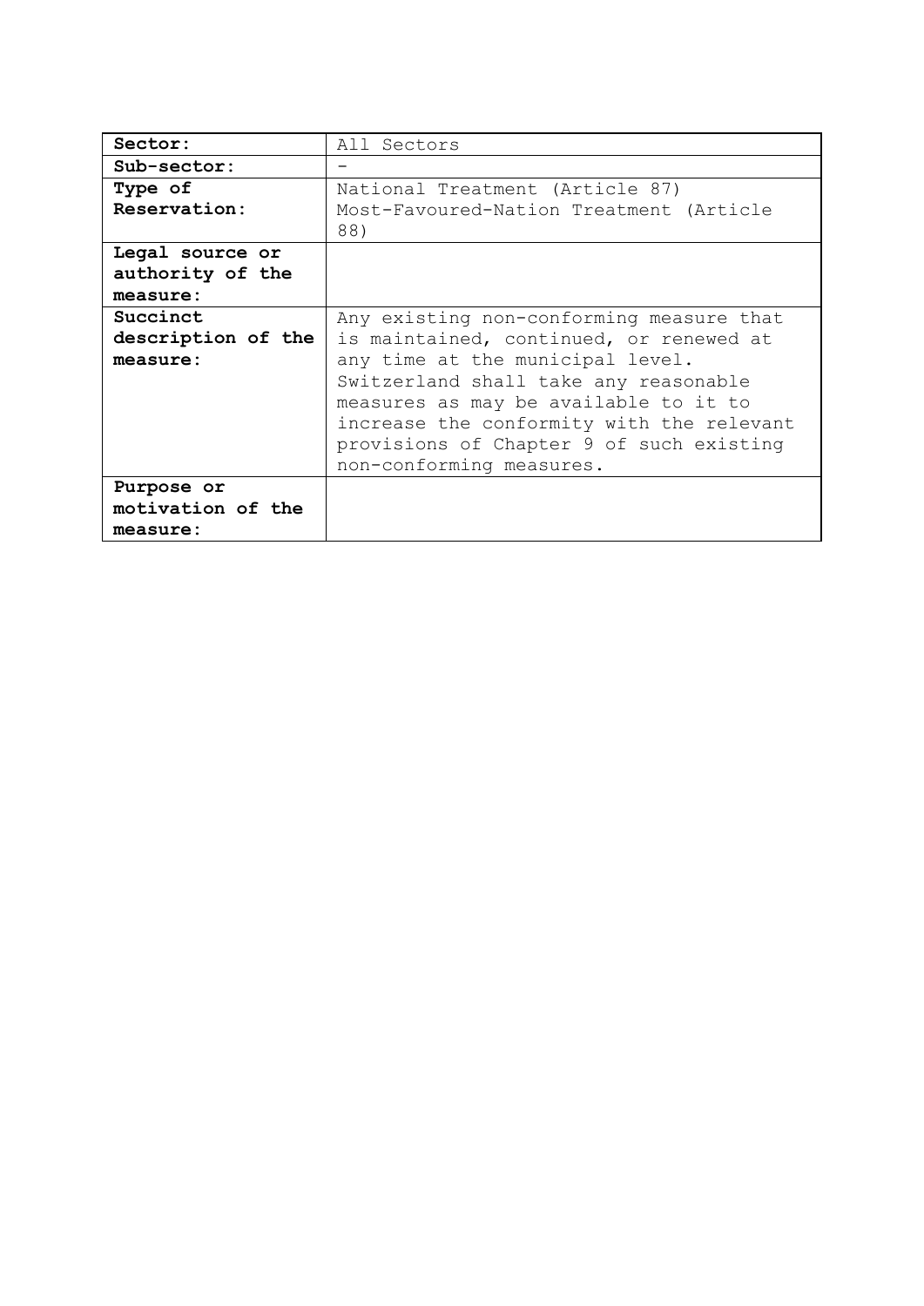| **Sector:** | All Sectors |
|---|---|
| **Sub-sector:** | – |
| **Type of Reservation:** | National Treatment (Article 87)<br>Most-Favoured-Nation Treatment (Article 88) |
| **Legal source or authority of the measure:** | |
| **Succinct description of the measure:** | Any existing non-conforming measure that is maintained, continued, or renewed at any time at the municipal level.<br>Switzerland shall take any reasonable measures as may be available to it to increase the conformity with the relevant provisions of Chapter 9 of such existing non-conforming measures. |
| **Purpose or motivation of the measure:** | |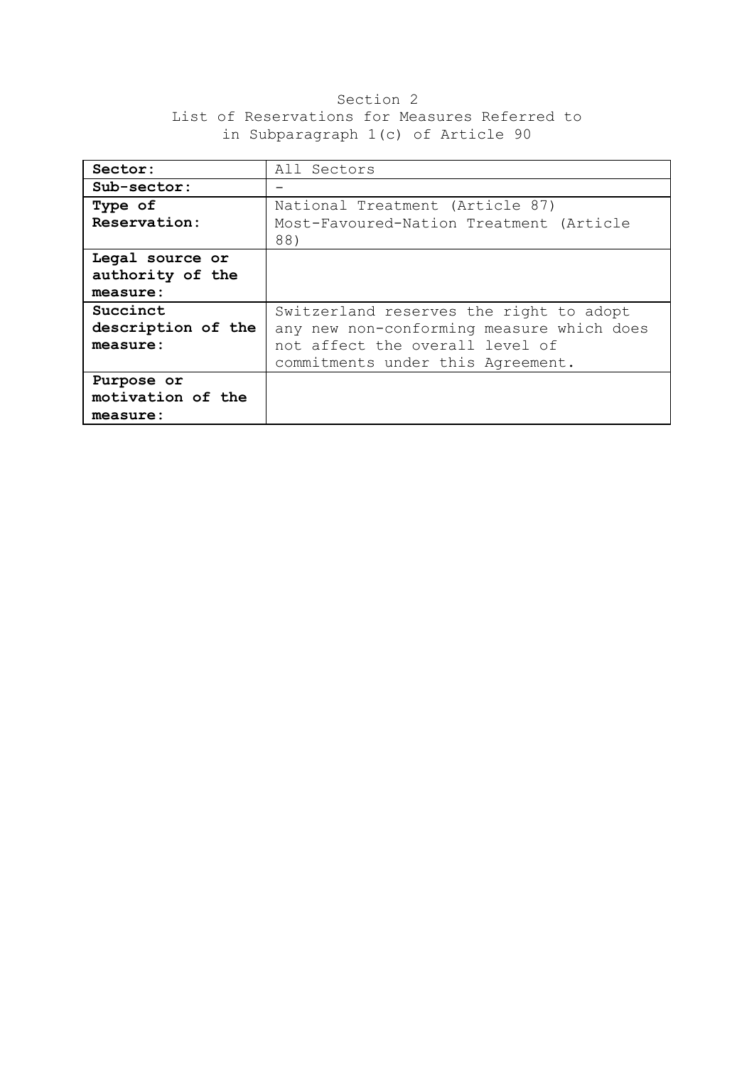Section 2
List of Reservations for Measures Referred to in Subparagraph 1(c) of Article 90

| **Sector:** | All Sectors |
|---|---|
| **Sub-sector:** | – |
| **Type of Reservation:** | National Treatment (Article 87)<br>Most-Favoured-Nation Treatment (Article 88) |
| **Legal source or authority of the measure:** | |
| **Succinct description of the measure:** | Switzerland reserves the right to adopt any new non-conforming measure which does not affect the overall level of commitments under this Agreement. |
| **Purpose or motivation of the measure:** | |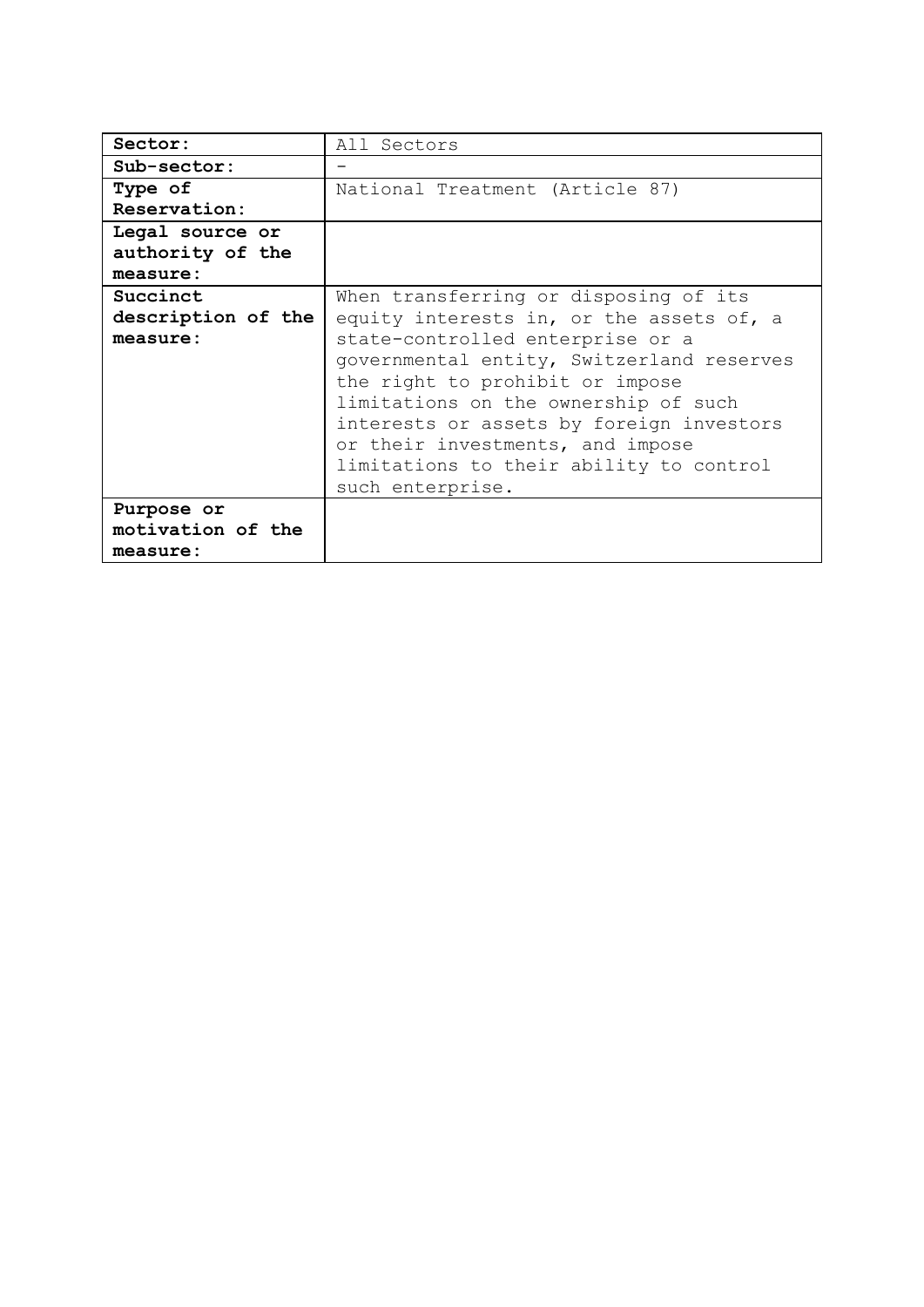| | |
|---|---|
| **Sector:** | All Sectors |
| **Sub-sector:** | - |
| **Type of Reservation:** | National Treatment (Article 87) |
| **Legal source or authority of the measure:** | |
| **Succinct description of the measure:** | When transferring or disposing of its equity interests in, or the assets of, a state-controlled enterprise or a governmental entity, Switzerland reserves the right to prohibit or impose limitations on the ownership of such interests or assets by foreign investors or their investments, and impose limitations to their ability to control such enterprise. |
| **Purpose or motivation of the measure:** | |